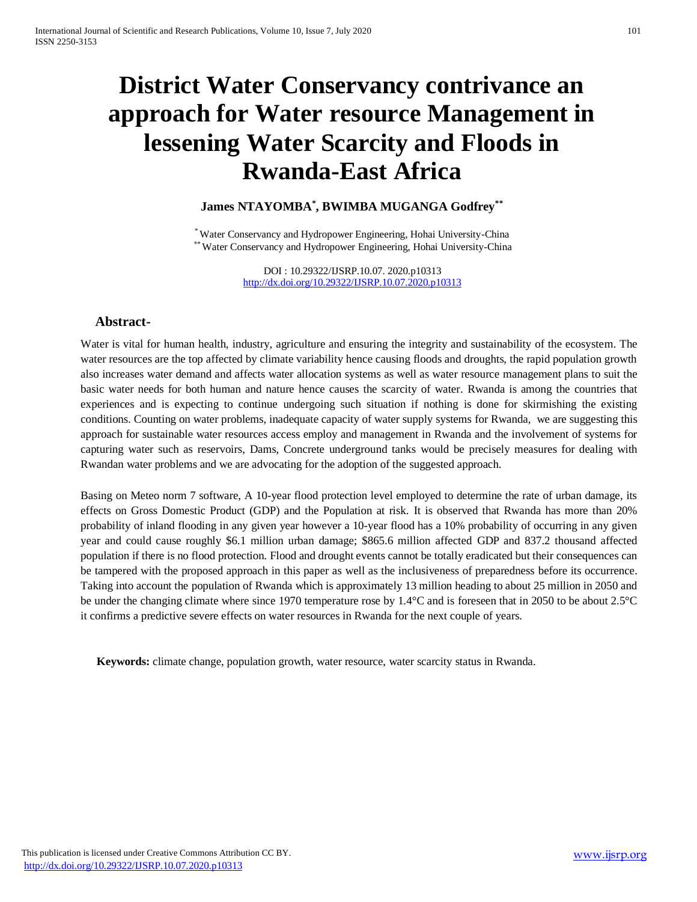# District Water Conservancy contrivance an approach for Water resource Management in lessening Water Scarcity and Floods in Rwanda-East Africa

**James NTAYOMBA[*], BWIMBA MUGANGA Godfrey[**]**

[*] Water Conservancy and Hydropower Engineering, Hohai University-China
[**] Water Conservancy and Hydropower Engineering, Hohai University-China

DOI : 10.29322/IJSRP.10.07. 2020.p10313
http://dx.doi.org/10.29322/IJSRP.10.07.2020.p10313

## Abstract-

Water is vital for human health, industry, agriculture and ensuring the integrity and sustainability of the ecosystem. The water resources are the top affected by climate variability hence causing floods and droughts, the rapid population growth also increases water demand and affects water allocation systems as well as water resource management plans to suit the basic water needs for both human and nature hence causes the scarcity of water. Rwanda is among the countries that experiences and is expecting to continue undergoing such situation if nothing is done for skirmishing the existing conditions. Counting on water problems, inadequate capacity of water supply systems for Rwanda, we are suggesting this approach for sustainable water resources access employ and management in Rwanda and the involvement of systems for capturing water such as reservoirs, Dams, Concrete underground tanks would be precisely measures for dealing with Rwandan water problems and we are advocating for the adoption of the suggested approach.

Basing on Meteo norm 7 software, A 10-year flood protection level employed to determine the rate of urban damage, its effects on Gross Domestic Product (GDP) and the Population at risk. It is observed that Rwanda has more than 20% probability of inland flooding in any given year however a 10-year flood has a 10% probability of occurring in any given year and could cause roughly \$6.1 million urban damage; \$865.6 million affected GDP and 837.2 thousand affected population if there is no flood protection. Flood and drought events cannot be totally eradicated but their consequences can be tampered with the proposed approach in this paper as well as the inclusiveness of preparedness before its occurrence. Taking into account the population of Rwanda which is approximately 13 million heading to about 25 million in 2050 and be under the changing climate where since 1970 temperature rose by 1.4°C and is foreseen that in 2050 to be about 2.5°C it confirms a predictive severe effects on water resources in Rwanda for the next couple of years.

**Keywords:** climate change, population growth, water resource, water scarcity status in Rwanda.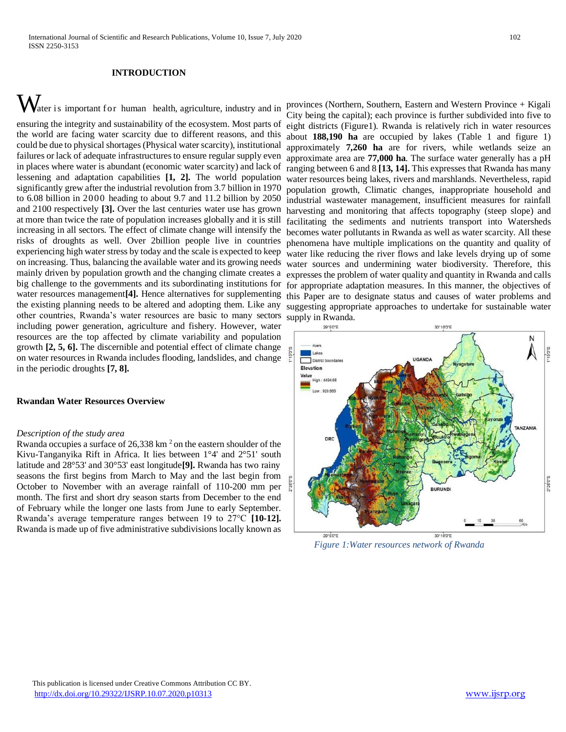## INTRODUCTION

Water is important for human health, agriculture, industry and in ensuring the integrity and sustainability of the ecosystem. Most parts of the world are facing water scarcity due to different reasons, and this could be due to physical shortages (Physical water scarcity), institutional failures or lack of adequate infrastructures to ensure regular supply even in places where water is abundant (economic water scarcity) and lack of lessening and adaptation capabilities **[1, 2].** The world population significantly grew after the industrial revolution from 3.7 billion in 1970 to 6.08 billion in 2000 heading to about 9.7 and 11.2 billion by 2050 and 2100 respectively **[3].** Over the last centuries water use has grown at more than twice the rate of population increases globally and it is still increasing in all sectors. The effect of climate change will intensify the risks of droughts as well. Over 2billion people live in countries experiencing high water stress by today and the scale is expected to keep on increasing. Thus, balancing the available water and its growing needs mainly driven by population growth and the changing climate creates a big challenge to the governments and its subordinating institutions for water resources management**[4].** Hence alternatives for supplementing the existing planning needs to be altered and adopting them. Like any other countries, Rwanda's water resources are basic to many sectors including power generation, agriculture and fishery. However, water resources are the top affected by climate variability and population growth **[2, 5, 6].** The discernible and potential effect of climate change on water resources in Rwanda includes flooding, landslides, and change in the periodic droughts **[7, 8].**

### Rwandan Water Resources Overview

*Description of the study area*

Rwanda occupies a surface of 26,338 km $^2$ on the eastern shoulder of the Kivu-Tanganyika Rift in Africa. It lies between 1°4' and 2°51' south latitude and 28°53' and 30°53' east longitude**[9].** Rwanda has two rainy seasons the first begins from March to May and the last begin from October to November with an average rainfall of 110-200 mm per month. The first and short dry season starts from December to the end of February while the longer one lasts from June to early September. Rwanda's average temperature ranges between 19 to 27°C **[10-12].** Rwanda is made up of five administrative subdivisions locally known as provinces (Northern, Southern, Eastern and Western Province + Kigali City being the capital); each province is further subdivided into five to eight districts (Figure1). Rwanda is relatively rich in water resources about **188,190 ha** are occupied by lakes (Table 1 and figure 1) approximately **7,260 ha** are for rivers, while wetlands seize an approximate area are **77,000 ha**. The surface water generally has a pH ranging between 6 and 8 **[13, 14].** This expresses that Rwanda has many water resources being lakes, rivers and marshlands. Nevertheless, rapid population growth, Climatic changes, inappropriate household and industrial wastewater management, insufficient measures for rainfall harvesting and monitoring that affects topography (steep slope) and facilitating the sediments and nutrients transport into Watersheds becomes water pollutants in Rwanda as well as water scarcity. All these phenomena have multiple implications on the quantity and quality of water like reducing the river flows and lake levels drying up of some water sources and undermining water biodiversity. Therefore, this expresses the problem of water quality and quantity in Rwanda and calls for appropriate adaptation measures. In this manner, the objectives of this Paper are to designate status and causes of water problems and suggesting appropriate approaches to undertake for sustainable water supply in Rwanda.

*Figure 1:Water resources network of Rwanda*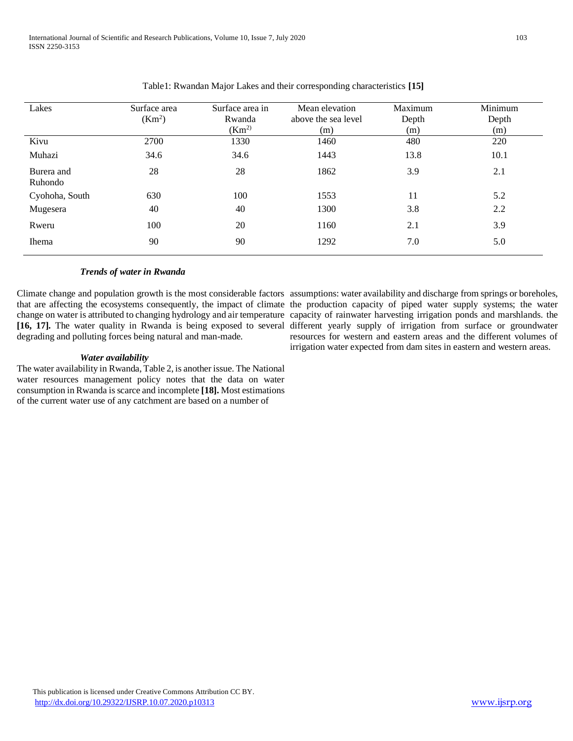Table1: Rwandan Major Lakes and their corresponding characteristics **[15]**

| Lakes | Surface area ($Km^2$) | Surface area in Rwanda ($Km^2$) | Mean elevation above the sea level (m) | Maximum Depth (m) | Minimum Depth (m) |
|---|---|---|---|---|---|
| Kivu | 2700 | 1330 | 1460 | 480 | 220 |
| Muhazi | 34.6 | 34.6 | 1443 | 13.8 | 10.1 |
| Burera and Ruhondo | 28 | 28 | 1862 | 3.9 | 2.1 |
| Cyohoha, South | 630 | 100 | 1553 | 11 | 5.2 |
| Mugesera | 40 | 40 | 1300 | 3.8 | 2.2 |
| Rweru | 100 | 20 | 1160 | 2.1 | 3.9 |
| Ihema | 90 | 90 | 1292 | 7.0 | 5.0 |

### *Trends of water in Rwanda*

Climate change and population growth is the most considerable factors that are affecting the ecosystems consequently, the impact of climate change on water is attributed to changing hydrology and air temperature **[16, 17].** The water quality in Rwanda is being exposed to several degrading and polluting forces being natural and man-made.

### *Water availability*

The water availability in Rwanda, Table 2, is another issue. The National water resources management policy notes that the data on water consumption in Rwanda is scarce and incomplete **[18].** Most estimations of the current water use of any catchment are based on a number of assumptions: water availability and discharge from springs or boreholes, the production capacity of piped water supply systems; the water capacity of rainwater harvesting irrigation ponds and marshlands. the different yearly supply of irrigation from surface or groundwater resources for western and eastern areas and the different volumes of irrigation water expected from dam sites in eastern and western areas.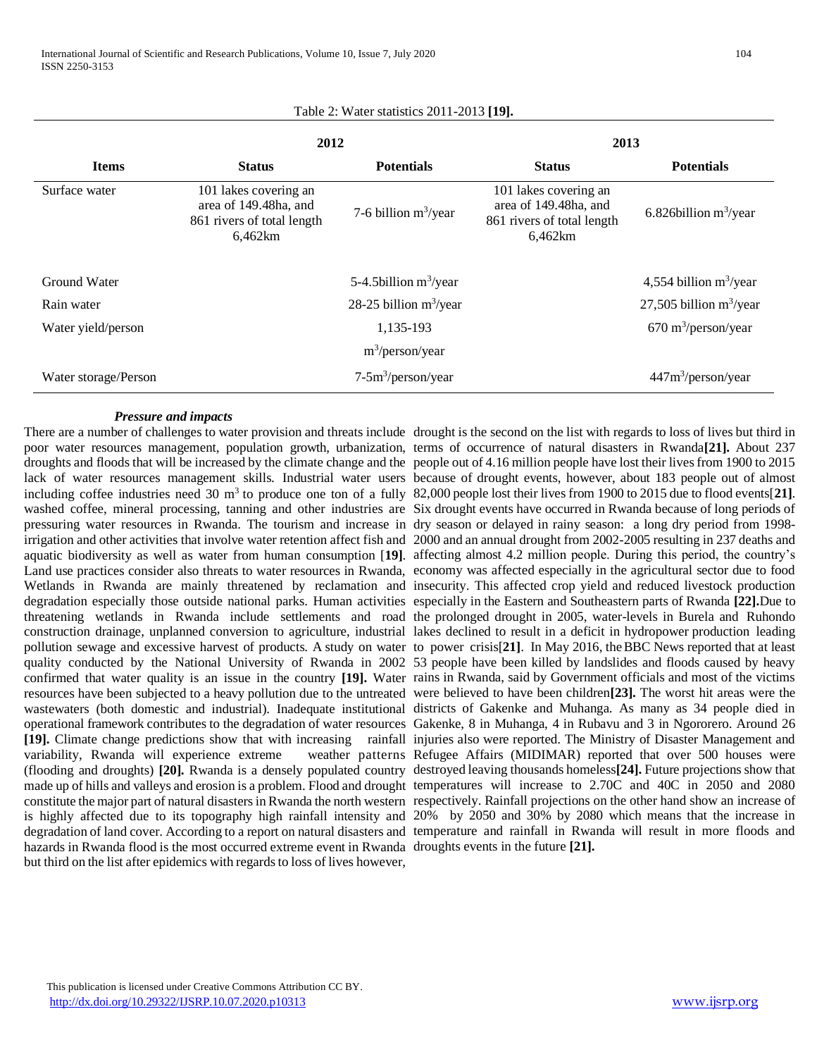Table 2: Water statistics 2011-2013 **[19].**

| Items | 2012 | | 2013 | |
|---|---|---|---|---|
| | Status | Potentials | Status | Potentials |
| Surface water | 101 lakes covering an area of 149.48ha, and 861 rivers of total length 6,462km | 7-6 billion $m^3$/year | 101 lakes covering an area of 149.48ha, and 861 rivers of total length 6,462km | 6.826billion $m^3$/year |
| Ground Water | | 5-4.5billion $m^3$/year | | 4,554 billion $m^3$/year |
| Rain water | | 28-25 billion $m^3$/year | | 27,505 billion $m^3$/year |
| Water yield/person | | 1,135-193 $m^3$/person/year | | 670 $m^3$/person/year |
| Water storage/Person | | 7-5$m^3$/person/year | | 447$m^3$/person/year |

***Pressure and impacts***

There are a number of challenges to water provision and threats include poor water resources management, population growth, urbanization, droughts and floods that will be increased by the climate change and the lack of water resources management skills. Industrial water users including coffee industries need 30 $m^3$ to produce one ton of a fully washed coffee, mineral processing, tanning and other industries are pressuring water resources in Rwanda. The tourism and increase in irrigation and other activities that involve water retention affect fish and aquatic biodiversity as well as water from human consumption [**19**]. Land use practices consider also threats to water resources in Rwanda, Wetlands in Rwanda are mainly threatened by reclamation and degradation especially those outside national parks. Human activities threatening wetlands in Rwanda include settlements and road construction drainage, unplanned conversion to agriculture, industrial pollution sewage and excessive harvest of products. A study on water quality conducted by the National University of Rwanda in 2002 confirmed that water quality is an issue in the country **[19].** Water resources have been subjected to a heavy pollution due to the untreated wastewaters (both domestic and industrial). Inadequate institutional operational framework contributes to the degradation of water resources **[19].** Climate change predictions show that with increasing rainfall variability, Rwanda will experience extreme weather patterns (flooding and droughts) **[20].** Rwanda is a densely populated country made up of hills and valleys and erosion is a problem. Flood and drought constitute the major part of natural disasters in Rwanda the north western is highly affected due to its topography high rainfall intensity and degradation of land cover. According to a report on natural disasters and hazards in Rwanda flood is the most occurred extreme event in Rwanda but third on the list after epidemics with regards to loss of lives however, drought is the second on the list with regards to loss of lives but third in terms of occurrence of natural disasters in Rwanda**[21].** About 237 people out of 4.16 million people have lost their lives from 1900 to 2015 because of drought events, however, about 183 people out of almost 82,000 people lost their lives from 1900 to 2015 due to flood events[**21]**. Six drought events have occurred in Rwanda because of long periods of dry season or delayed in rainy season: a long dry period from 1998-2000 and an annual drought from 2002-2005 resulting in 237 deaths and affecting almost 4.2 million people. During this period, the country's economy was affected especially in the agricultural sector due to food insecurity. This affected crop yield and reduced livestock production especially in the Eastern and Southeastern parts of Rwanda **[22].**Due to the prolonged drought in 2005, water-levels in Burela and Ruhondo lakes declined to result in a deficit in hydropower production leading to power crisis[**21]**. In May 2016, the BBC News reported that at least 53 people have been killed by landslides and floods caused by heavy rains in Rwanda, said by Government officials and most of the victims were believed to have been children**[23].** The worst hit areas were the districts of Gakenke and Muhanga. As many as 34 people died in Gakenke, 8 in Muhanga, 4 in Rubavu and 3 in Ngororero. Around 26 injuries also were reported. The Ministry of Disaster Management and Refugee Affairs (MIDIMAR) reported that over 500 houses were destroyed leaving thousands homeless**[24].** Future projections show that temperatures will increase to 2.70C and 40C in 2050 and 2080 respectively. Rainfall projections on the other hand show an increase of 20% by 2050 and 30% by 2080 which means that the increase in temperature and rainfall in Rwanda will result in more floods and droughts events in the future **[21].**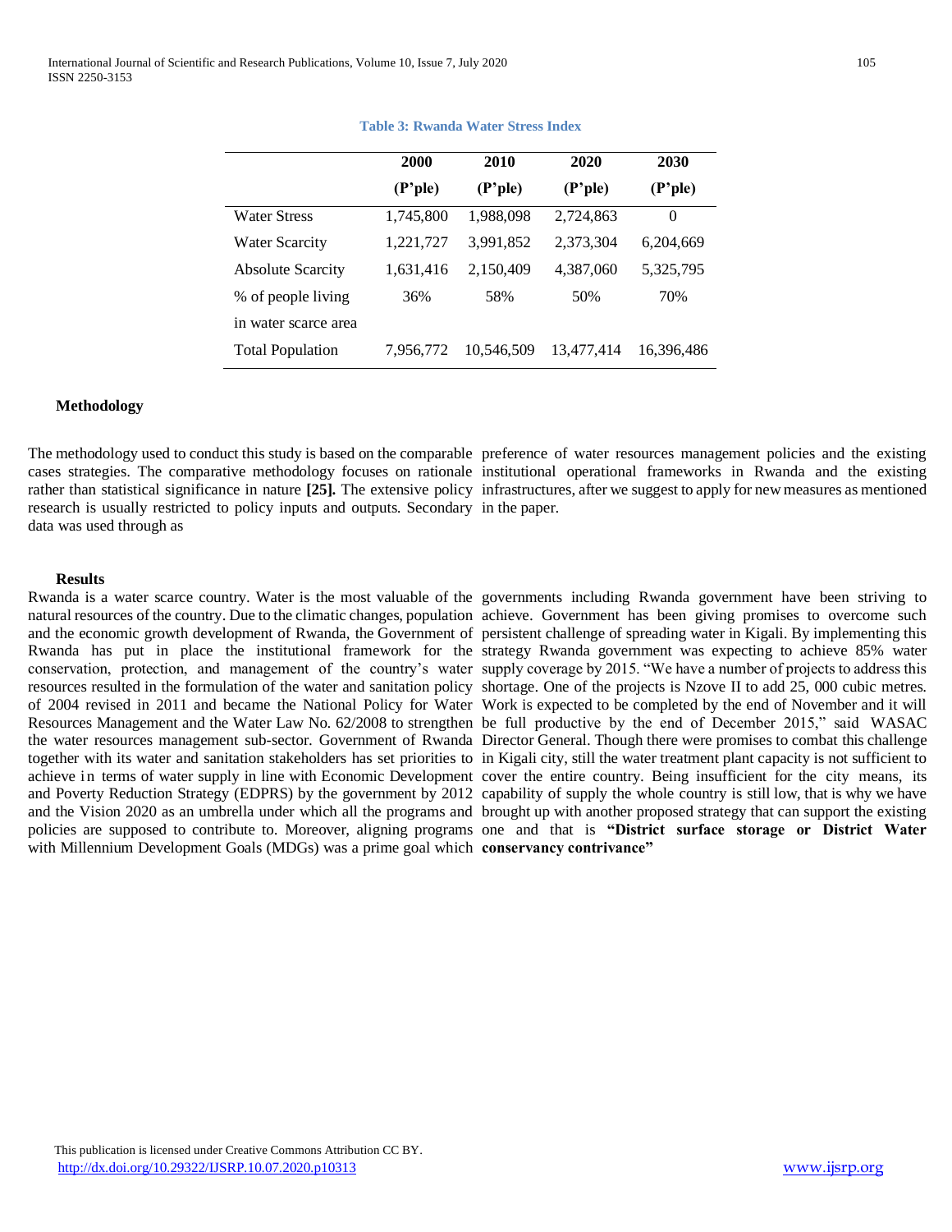**Table 3: Rwanda Water Stress Index**

| | 2000 (P'ple) | 2010 (P'ple) | 2020 (P'ple) | 2030 (P'ple) |
|---|---|---|---|---|
| Water Stress | 1,745,800 | 1,988,098 | 2,724,863 | 0 |
| Water Scarcity | 1,221,727 | 3,991,852 | 2,373,304 | 6,204,669 |
| Absolute Scarcity | 1,631,416 | 2,150,409 | 4,387,060 | 5,325,795 |
| % of people living in water scarce area | 36% | 58% | 50% | 70% |
| Total Population | 7,956,772 | 10,546,509 | 13,477,414 | 16,396,486 |

### Methodology

The methodology used to conduct this study is based on the comparable cases strategies. The comparative methodology focuses on rationale rather than statistical significance in nature **[25].** The extensive policy research is usually restricted to policy inputs and outputs. Secondary data was used through as preference of water resources management policies and the existing institutional operational frameworks in Rwanda and the existing infrastructures, after we suggest to apply for new measures as mentioned in the paper.

### Results

Rwanda is a water scarce country. Water is the most valuable of the natural resources of the country. Due to the climatic changes, population and the economic growth development of Rwanda, the Government of Rwanda has put in place the institutional framework for the conservation, protection, and management of the country's water resources resulted in the formulation of the water and sanitation policy of 2004 revised in 2011 and became the National Policy for Water Resources Management and the Water Law No. 62/2008 to strengthen the water resources management sub-sector. Government of Rwanda together with its water and sanitation stakeholders has set priorities to achieve in terms of water supply in line with Economic Development and Poverty Reduction Strategy (EDPRS) by the government by 2012 and the Vision 2020 as an umbrella under which all the programs and policies are supposed to contribute to. Moreover, aligning programs with Millennium Development Goals (MDGs) was a prime goal which governments including Rwanda government have been striving to achieve. Government has been giving promises to overcome such persistent challenge of spreading water in Kigali. By implementing this strategy Rwanda government was expecting to achieve 85% water supply coverage by 2015. "We have a number of projects to address this shortage. One of the projects is Nzove II to add 25, 000 cubic metres. Work is expected to be completed by the end of November and it will be full productive by the end of December 2015," said WASAC Director General. Though there were promises to combat this challenge in Kigali city, still the water treatment plant capacity is not sufficient to cover the entire country. Being insufficient for the city means, its capability of supply the whole country is still low, that is why we have brought up with another proposed strategy that can support the existing one and that is **"District surface storage or District Water conservancy contrivance"**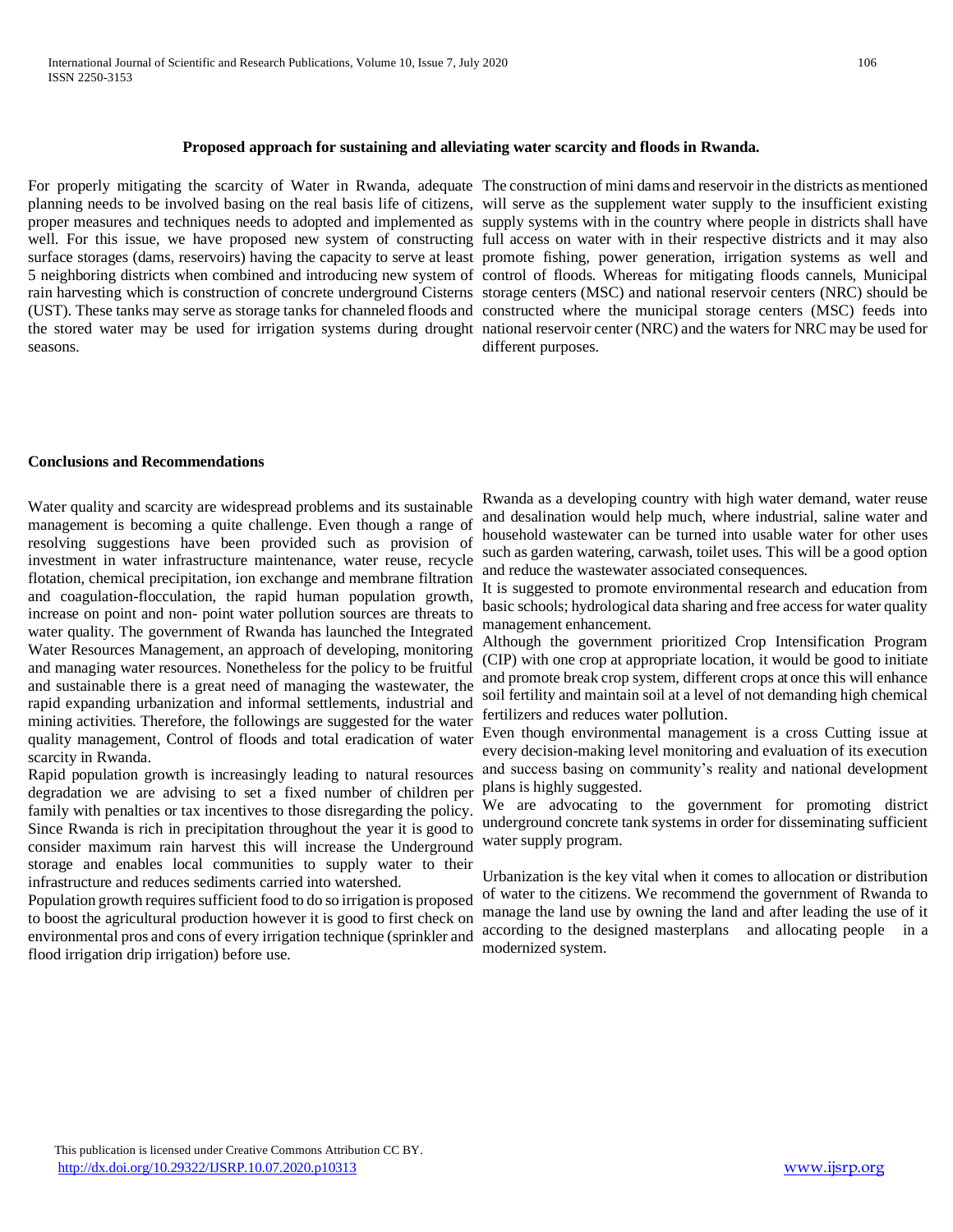### Proposed approach for sustaining and alleviating water scarcity and floods in Rwanda.

For properly mitigating the scarcity of Water in Rwanda, adequate planning needs to be involved basing on the real basis life of citizens, proper measures and techniques needs to adopted and implemented as well. For this issue, we have proposed new system of constructing surface storages (dams, reservoirs) having the capacity to serve at least 5 neighboring districts when combined and introducing new system of rain harvesting which is construction of concrete underground Cisterns (UST). These tanks may serve as storage tanks for channeled floods and the stored water may be used for irrigation systems during drought seasons.

The construction of mini dams and reservoir in the districts as mentioned will serve as the supplement water supply to the insufficient existing supply systems with in the country where people in districts shall have full access on water with in their respective districts and it may also promote fishing, power generation, irrigation systems as well and control of floods. Whereas for mitigating floods cannels, Municipal storage centers (MSC) and national reservoir centers (NRC) should be constructed where the municipal storage centers (MSC) feeds into national reservoir center (NRC) and the waters for NRC may be used for different purposes.

### Conclusions and Recommendations

Water quality and scarcity are widespread problems and its sustainable management is becoming a quite challenge. Even though a range of resolving suggestions have been provided such as provision of investment in water infrastructure maintenance, water reuse, recycle flotation, chemical precipitation, ion exchange and membrane filtration and coagulation-flocculation, the rapid human population growth, increase on point and non- point water pollution sources are threats to water quality. The government of Rwanda has launched the Integrated Water Resources Management, an approach of developing, monitoring and managing water resources. Nonetheless for the policy to be fruitful and sustainable there is a great need of managing the wastewater, the rapid expanding urbanization and informal settlements, industrial and mining activities. Therefore, the followings are suggested for the water quality management, Control of floods and total eradication of water scarcity in Rwanda.

Rapid population growth is increasingly leading to natural resources degradation we are advising to set a fixed number of children per family with penalties or tax incentives to those disregarding the policy. Since Rwanda is rich in precipitation throughout the year it is good to consider maximum rain harvest this will increase the Underground storage and enables local communities to supply water to their infrastructure and reduces sediments carried into watershed.

Population growth requires sufficient food to do so irrigation is proposed to boost the agricultural production however it is good to first check on environmental pros and cons of every irrigation technique (sprinkler and flood irrigation drip irrigation) before use.

Rwanda as a developing country with high water demand, water reuse and desalination would help much, where industrial, saline water and household wastewater can be turned into usable water for other uses such as garden watering, carwash, toilet uses. This will be a good option and reduce the wastewater associated consequences.

It is suggested to promote environmental research and education from basic schools; hydrological data sharing and free access for water quality management enhancement.

Although the government prioritized Crop Intensification Program (CIP) with one crop at appropriate location, it would be good to initiate and promote break crop system, different crops at once this will enhance soil fertility and maintain soil at a level of not demanding high chemical fertilizers and reduces water pollution.

Even though environmental management is a cross Cutting issue at every decision-making level monitoring and evaluation of its execution and success basing on community's reality and national development plans is highly suggested.

We are advocating to the government for promoting district underground concrete tank systems in order for disseminating sufficient water supply program.

Urbanization is the key vital when it comes to allocation or distribution of water to the citizens. We recommend the government of Rwanda to manage the land use by owning the land and after leading the use of it according to the designed masterplans and allocating people in a modernized system.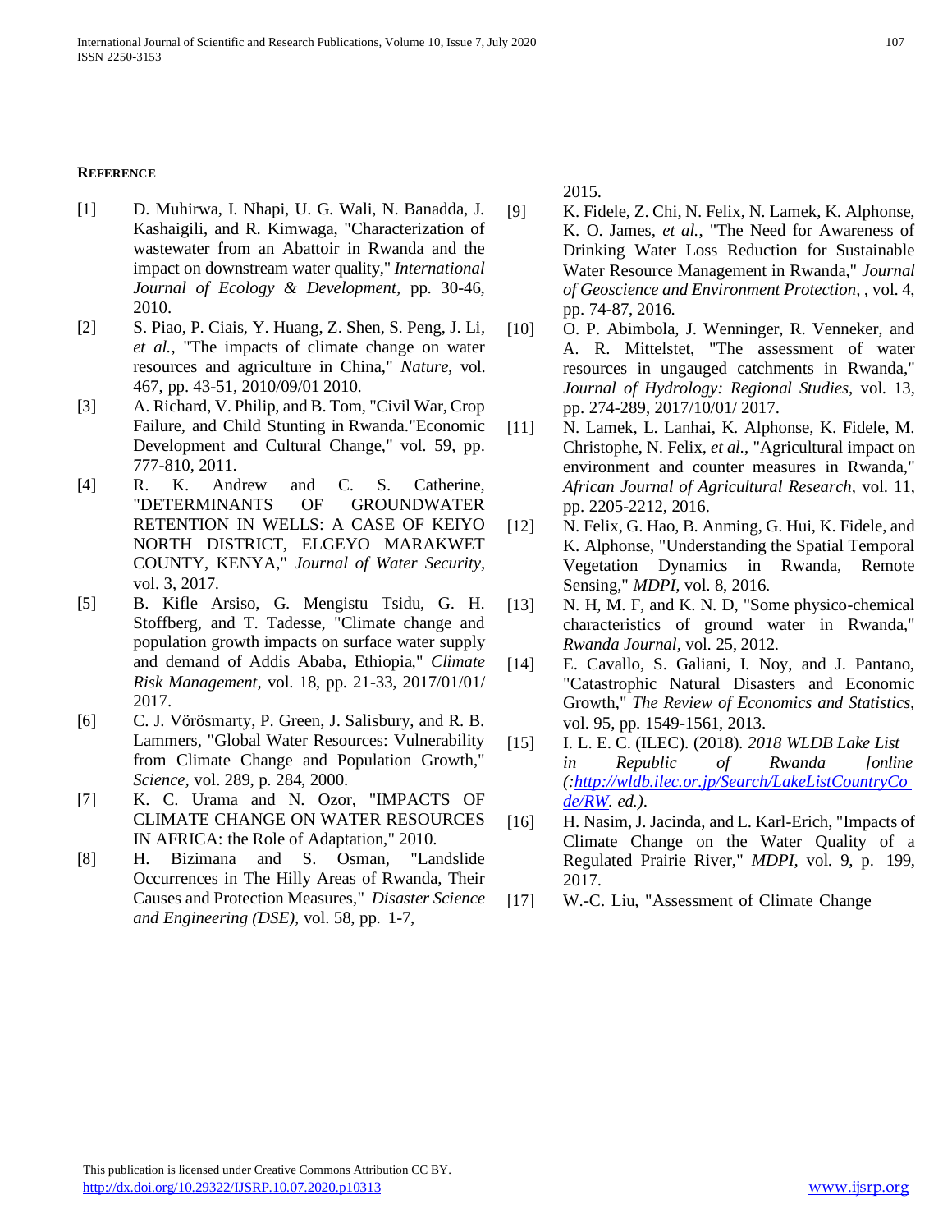**REFERENCE**

[1] D. Muhirwa, I. Nhapi, U. G. Wali, N. Banadda, J. Kashaigili, and R. Kimwaga, "Characterization of wastewater from an Abattoir in Rwanda and the impact on downstream water quality," *International Journal of Ecology & Development*, pp. 30-46, 2010.

[2] S. Piao, P. Ciais, Y. Huang, Z. Shen, S. Peng, J. Li, *et al.*, "The impacts of climate change on water resources and agriculture in China," *Nature*, vol. 467, pp. 43-51, 2010/09/01 2010.

[3] A. Richard, V. Philip, and B. Tom, "Civil War, Crop Failure, and Child Stunting in Rwanda."Economic Development and Cultural Change," vol. 59, pp. 777-810, 2011.

[4] R. K. Andrew and C. S. Catherine, "DETERMINANTS OF GROUNDWATER RETENTION IN WELLS: A CASE OF KEIYO NORTH DISTRICT, ELGEYO MARAKWET COUNTY, KENYA," *Journal of Water Security*, vol. 3, 2017.

[5] B. Kifle Arsiso, G. Mengistu Tsidu, G. H. Stoffberg, and T. Tadesse, "Climate change and population growth impacts on surface water supply and demand of Addis Ababa, Ethiopia," *Climate Risk Management*, vol. 18, pp. 21-33, 2017/01/01/ 2017.

[6] C. J. Vörösmarty, P. Green, J. Salisbury, and R. B. Lammers, "Global Water Resources: Vulnerability from Climate Change and Population Growth," *Science*, vol. 289, p. 284, 2000.

[7] K. C. Urama and N. Ozor, "IMPACTS OF CLIMATE CHANGE ON WATER RESOURCES IN AFRICA: the Role of Adaptation," 2010.

[8] H. Bizimana and S. Osman, "Landslide Occurrences in The Hilly Areas of Rwanda, Their Causes and Protection Measures," *Disaster Science and Engineering (DSE)*, vol. 58, pp. 1-7, 2015.

[9] K. Fidele, Z. Chi, N. Felix, N. Lamek, K. Alphonse, K. O. James, *et al.*, "The Need for Awareness of Drinking Water Loss Reduction for Sustainable Water Resource Management in Rwanda," *Journal of Geoscience and Environment Protection*, , vol. 4, pp. 74-87, 2016.

[10] O. P. Abimbola, J. Wenninger, R. Venneker, and A. R. Mittelstet, "The assessment of water resources in ungauged catchments in Rwanda," *Journal of Hydrology: Regional Studies*, vol. 13, pp. 274-289, 2017/10/01/ 2017.

[11] N. Lamek, L. Lanhai, K. Alphonse, K. Fidele, M. Christophe, N. Felix, *et al.*, "Agricultural impact on environment and counter measures in Rwanda," *African Journal of Agricultural Research*, vol. 11, pp. 2205-2212, 2016.

[12] N. Felix, G. Hao, B. Anming, G. Hui, K. Fidele, and K. Alphonse, "Understanding the Spatial Temporal Vegetation Dynamics in Rwanda, Remote Sensing," *MDPI*, vol. 8, 2016.

[13] N. H, M. F, and K. N. D, "Some physico-chemical characteristics of ground water in Rwanda," *Rwanda Journal*, vol. 25, 2012.

[14] E. Cavallo, S. Galiani, I. Noy, and J. Pantano, "Catastrophic Natural Disasters and Economic Growth," *The Review of Economics and Statistics*, vol. 95, pp. 1549-1561, 2013.

[15] I. L. E. C. (ILEC). (2018). *2018 WLDB Lake List in Republic of Rwanda [online (:http://wldb.ilec.or.jp/Search/LakeListCountryCode/RW. ed.)*.

[16] H. Nasim, J. Jacinda, and L. Karl-Erich, "Impacts of Climate Change on the Water Quality of a Regulated Prairie River," *MDPI*, vol. 9, p. 199, 2017.

[17] W.-C. Liu, "Assessment of Climate Change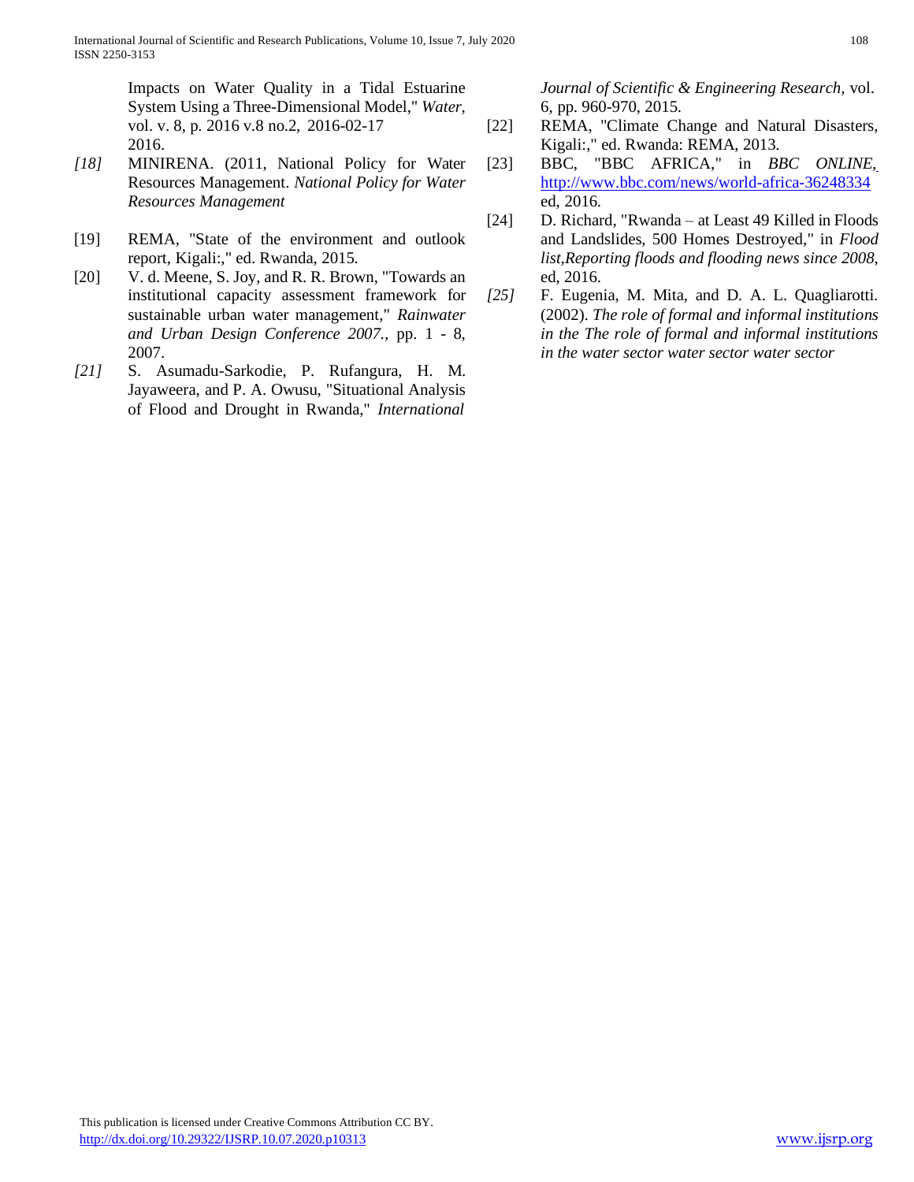Impacts on Water Quality in a Tidal Estuarine System Using a Three-Dimensional Model," *Water,* vol. v. 8, p. 2016 v.8 no.2, 2016-02-17 2016.

*[18]* MINIRENA. (2011, National Policy for Water Resources Management. *National Policy for Water Resources Management*

[19] REMA, "State of the environment and outlook report, Kigali:," ed. Rwanda, 2015.

[20] V. d. Meene, S. Joy, and R. R. Brown, "Towards an institutional capacity assessment framework for sustainable urban water management," *Rainwater and Urban Design Conference 2007.,* pp. 1 - 8, 2007.

*[21]* S. Asumadu-Sarkodie, P. Rufangura, H. M. Jayaweera, and P. A. Owusu, "Situational Analysis of Flood and Drought in Rwanda," *International Journal of Scientific & Engineering Research,* vol. 6, pp. 960-970, 2015.

[22] REMA, "Climate Change and Natural Disasters, Kigali:," ed. Rwanda: REMA, 2013.

[23] BBC, "BBC AFRICA," in *BBC ONLINE,* http://www.bbc.com/news/world-africa-36248334 ed, 2016.

[24] D. Richard, "Rwanda – at Least 49 Killed in Floods and Landslides, 500 Homes Destroyed," in *Flood list,Reporting floods and flooding news since 2008*, ed, 2016.

*[25]* F. Eugenia, M. Mita, and D. A. L. Quagliarotti. (2002). *The role of formal and informal institutions in the The role of formal and informal institutions in the water sector water sector water sector*